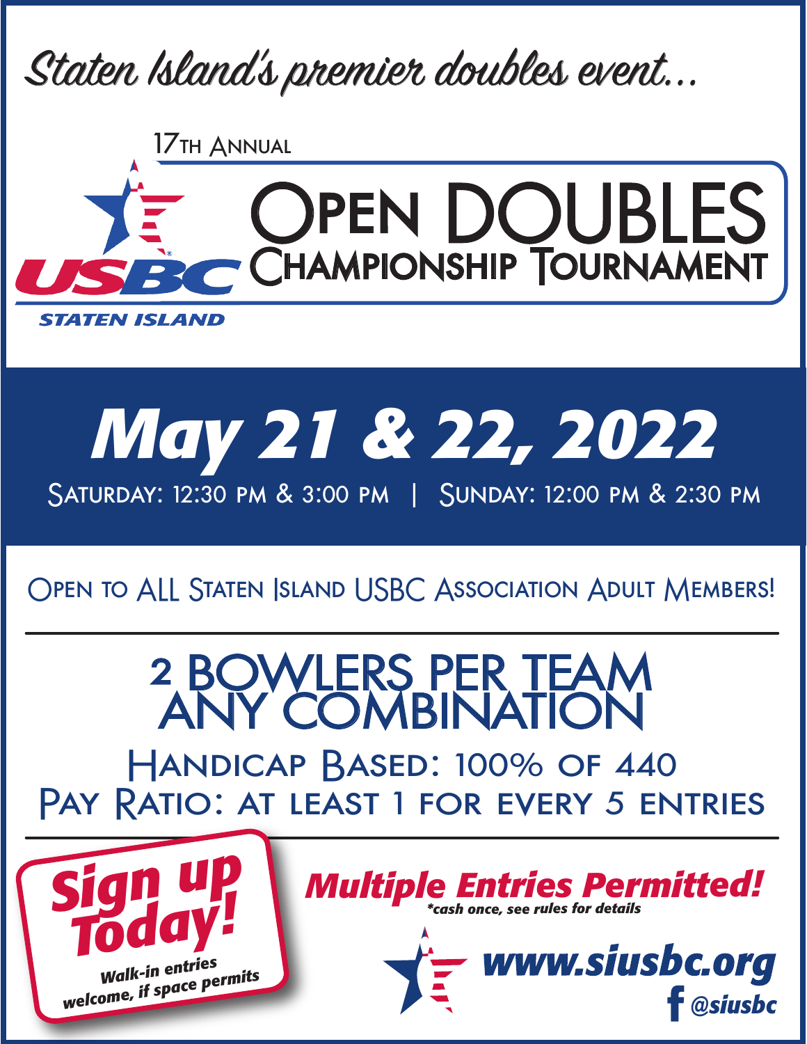*Staten Island's premier doubles event...*

17TH ANNUAL

USBC STATEN ISLAND

# OPEN DOUBLES CHAMPIONSHIP TOURNAMENT

## May 21 & 22, 2022

SATURDAY: 12:30 PM & 3:00 PM | SUNDAY: 12:00 PM & 2:30 PM

OPEN TO ALL STATEN ISLAND USBC ASSOCIATION ADULT MEMBERS!

---

## 2 BOWLERS PER TEAM ANY COMBINATION

HANDICAP BASED: 100% OF 440

PAY RATIO: AT LEAST 1 FOR EVERY 5 ENTRIES

---

**Sign up Today!**

*Walk-in entries welcome, if space permits*

***Multiple Entries Permitted!***

*\*cash once, see rules for details*

**www.siusbc.org**

**@siusbc**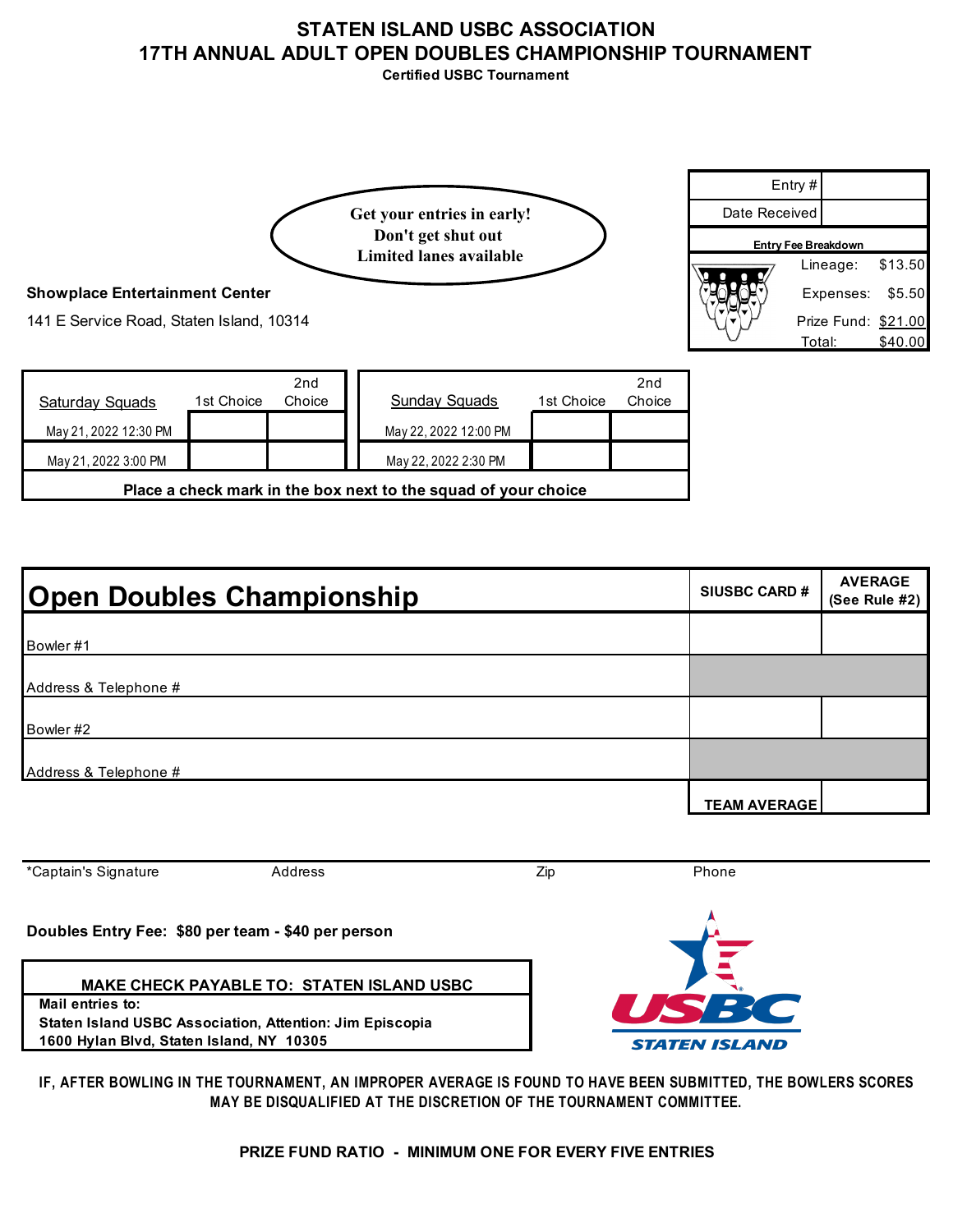# STATEN ISLAND USBC ASSOCIATION
# 17TH ANNUAL ADULT OPEN DOUBLES CHAMPIONSHIP TOURNAMENT

**Certified USBC Tournament**

Get your entries in early!
Don't get shut out
Limited lanes available

| Entry # | |
|---|---|
| Date Received | |

**Entry Fee Breakdown**

| | |
|---|---|
| Lineage: | $13.50 |
| Expenses: | $5.50 |
| Prize Fund: | $21.00 |
| Total: | $40.00 |

**Showplace Entertainment Center**

141 E Service Road, Staten Island, 10314

| Saturday Squads | 1st Choice | 2nd Choice | Sunday Squads | 1st Choice | 2nd Choice |
|---|---|---|---|---|---|
| May 21, 2022 12:30 PM | | | May 22, 2022 12:00 PM | | |
| May 21, 2022 3:00 PM | | | May 22, 2022 2:30 PM | | |

**Place a check mark in the box next to the squad of your choice**

| Open Doubles Championship | SIUSBC CARD # | AVERAGE (See Rule #2) |
|---|---|---|
| Bowler #1 | | |
| Address & Telephone # | | |
| Bowler #2 | | |
| Address & Telephone # | | |
| | TEAM AVERAGE | |

*Captain's Signature | Address | Zip | Phone

**Doubles Entry Fee: $80 per team - $40 per person**

**MAKE CHECK PAYABLE TO: STATEN ISLAND USBC**

**Mail entries to:**
**Staten Island USBC Association, Attention: Jim Episcopia**
**1600 Hylan Blvd, Staten Island, NY 10305**

USBC STATEN ISLAND

**IF, AFTER BOWLING IN THE TOURNAMENT, AN IMPROPER AVERAGE IS FOUND TO HAVE BEEN SUBMITTED, THE BOWLERS SCORES MAY BE DISQUALIFIED AT THE DISCRETION OF THE TOURNAMENT COMMITTEE.**

**PRIZE FUND RATIO - MINIMUM ONE FOR EVERY FIVE ENTRIES**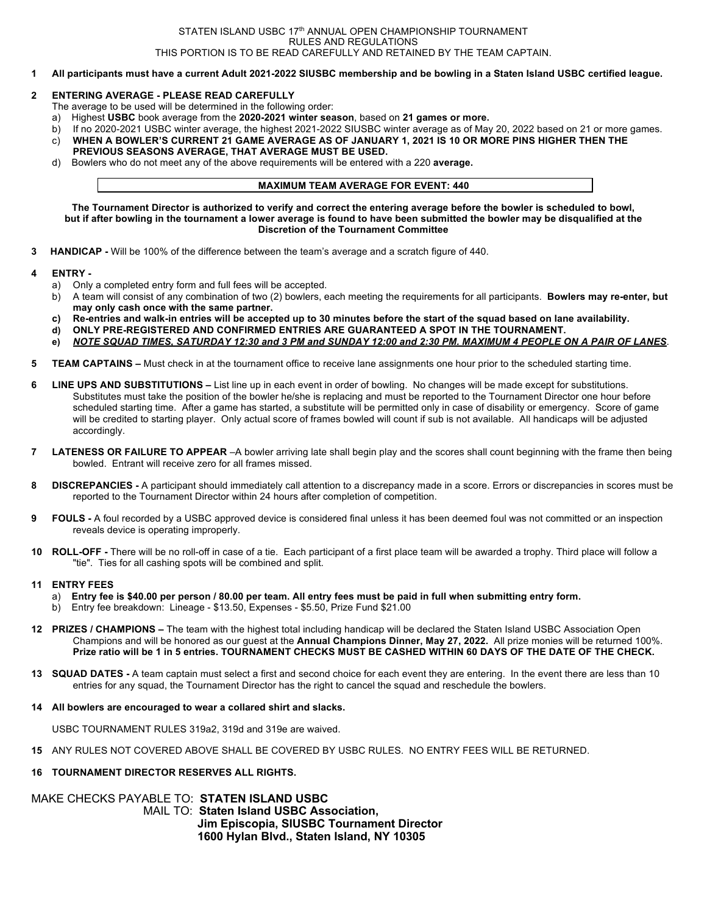STATEN ISLAND USBC 17th ANNUAL OPEN CHAMPIONSHIP TOURNAMENT
RULES AND REGULATIONS
THIS PORTION IS TO BE READ CAREFULLY AND RETAINED BY THE TEAM CAPTAIN.

**1 All participants must have a current Adult 2021-2022 SIUSBC membership and be bowling in a Staten Island USBC certified league.**

**2 ENTERING AVERAGE - PLEASE READ CAREFULLY**

The average to be used will be determined in the following order:

a) Highest **USBC** book average from the **2020-2021 winter season**, based on **21 games or more.**

b) If no 2020-2021 USBC winter average, the highest 2021-2022 SIUSBC winter average as of May 20, 2022 based on 21 or more games.

c) **WHEN A BOWLER'S CURRENT 21 GAME AVERAGE AS OF JANUARY 1, 2021 IS 10 OR MORE PINS HIGHER THEN THE PREVIOUS SEASONS AVERAGE, THAT AVERAGE MUST BE USED.**

d) Bowlers who do not meet any of the above requirements will be entered with a 220 **average.**

**MAXIMUM TEAM AVERAGE FOR EVENT: 440**

**The Tournament Director is authorized to verify and correct the entering average before the bowler is scheduled to bowl, but if after bowling in the tournament a lower average is found to have been submitted the bowler may be disqualified at the Discretion of the Tournament Committee**

**3 HANDICAP -** Will be 100% of the difference between the team's average and a scratch figure of 440.

**4 ENTRY -**

a) Only a completed entry form and full fees will be accepted.

b) A team will consist of any combination of two (2) bowlers, each meeting the requirements for all participants. **Bowlers may re-enter, but may only cash once with the same partner.**

**c) Re-entries and walk-in entries will be accepted up to 30 minutes before the start of the squad based on lane availability.**

**d) ONLY PRE-REGISTERED AND CONFIRMED ENTRIES ARE GUARANTEED A SPOT IN THE TOURNAMENT.**

**e)** ***NOTE SQUAD TIMES, SATURDAY 12:30 and 3 PM and SUNDAY 12:00 and 2:30 PM. MAXIMUM 4 PEOPLE ON A PAIR OF LANES***.

**5 TEAM CAPTAINS –** Must check in at the tournament office to receive lane assignments one hour prior to the scheduled starting time.

**6 LINE UPS AND SUBSTITUTIONS –** List line up in each event in order of bowling. No changes will be made except for substitutions. Substitutes must take the position of the bowler he/she is replacing and must be reported to the Tournament Director one hour before scheduled starting time. After a game has started, a substitute will be permitted only in case of disability or emergency. Score of game will be credited to starting player. Only actual score of frames bowled will count if sub is not available. All handicaps will be adjusted accordingly.

**7 LATENESS OR FAILURE TO APPEAR** –A bowler arriving late shall begin play and the scores shall count beginning with the frame then being bowled. Entrant will receive zero for all frames missed.

**8 DISCREPANCIES -** A participant should immediately call attention to a discrepancy made in a score. Errors or discrepancies in scores must be reported to the Tournament Director within 24 hours after completion of competition.

**9 FOULS -** A foul recorded by a USBC approved device is considered final unless it has been deemed foul was not committed or an inspection reveals device is operating improperly.

**10 ROLL-OFF -** There will be no roll-off in case of a tie. Each participant of a first place team will be awarded a trophy. Third place will follow a "tie". Ties for all cashing spots will be combined and split.

**11 ENTRY FEES**

a) **Entry fee is $40.00 per person / 80.00 per team. All entry fees must be paid in full when submitting entry form.**

b) Entry fee breakdown: Lineage - $13.50, Expenses - $5.50, Prize Fund $21.00

**12 PRIZES / CHAMPIONS –** The team with the highest total including handicap will be declared the Staten Island USBC Association Open Champions and will be honored as our guest at the **Annual Champions Dinner, May 27, 2022.** All prize monies will be returned 100%. **Prize ratio will be 1 in 5 entries. TOURNAMENT CHECKS MUST BE CASHED WITHIN 60 DAYS OF THE DATE OF THE CHECK.**

**13 SQUAD DATES -** A team captain must select a first and second choice for each event they are entering. In the event there are less than 10 entries for any squad, the Tournament Director has the right to cancel the squad and reschedule the bowlers.

**14 All bowlers are encouraged to wear a collared shirt and slacks.**

USBC TOURNAMENT RULES 319a2, 319d and 319e are waived.

**15** ANY RULES NOT COVERED ABOVE SHALL BE COVERED BY USBC RULES. NO ENTRY FEES WILL BE RETURNED.

**16 TOURNAMENT DIRECTOR RESERVES ALL RIGHTS.**

MAKE CHECKS PAYABLE TO: **STATEN ISLAND USBC**

MAIL TO: **Staten Island USBC Association,**
**Jim Episcopia, SIUSBC Tournament Director**
**1600 Hylan Blvd., Staten Island, NY 10305**